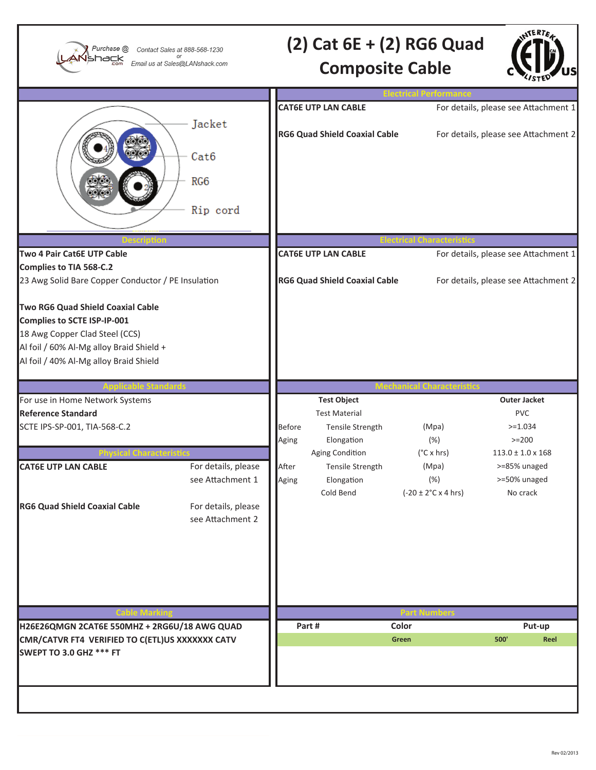Purchase @ LANshack.com Contact Sales at 888-568-1230 or Email us at Sales@LANshack.com

# (2) Cat 6E + (2) RG6 Quad Composite Cable

Jacket

Cat6

RG6

Rip cord

## Electrical Performance

| | |
|---|---|
| **CAT6E UTP LAN CABLE** | For details, please see Attachment 1 |
| **RG6 Quad Shield Coaxial Cable** | For details, please see Attachment 2 |

## Description

**Two 4 Pair Cat6E UTP Cable**
**Complies to TIA 568-C.2**
23 Awg Solid Bare Copper Conductor / PE Insulation

**Two RG6 Quad Shield Coaxial Cable**
**Complies to SCTE ISP-IP-001**
18 Awg Copper Clad Steel (CCS)
Al foil / 60% Al-Mg alloy Braid Shield +
Al foil / 40% Al-Mg alloy Braid Shield

## Electrical Characteristics

| | |
|---|---|
| **CAT6E UTP LAN CABLE** | For details, please see Attachment 1 |
| **RG6 Quad Shield Coaxial Cable** | For details, please see Attachment 2 |

## Applicable Standards

For use in Home Network Systems
**Reference Standard**
SCTE IPS-SP-001, TIA-568-C.2

## Physical Characteristics

| | |
|---|---|
| **CAT6E UTP LAN CABLE** | For details, please see Attachment 1 |
| **RG6 Quad Shield Coaxial Cable** | For details, please see Attachment 2 |

## Mechanical Characteristics

| | Test Object | | Outer Jacket |
|---|---|---|---|
| | Test Material | | PVC |
| Before | Tensile Strength | (Mpa) | >=1.034 |
| Aging | Elongation | (%) | >=200 |
| | Aging Condition | (°C x hrs) | 113.0 ± 1.0 x 168 |
| After | Tensile Strength | (Mpa) | >=85% unaged |
| Aging | Elongation | (%) | >=50% unaged |
| | Cold Bend | (-20 ± 2°C x 4 hrs) | No crack |

## Cable Marking

**H26E26QMGN 2CAT6E 550MHZ + 2RG6U/18 AWG QUAD CMR/CATVR FT4 VERIFIED TO C(ETL)US XXXXXXX CATV SWEPT TO 3.0 GHZ \*\*\* FT**

## Part Numbers

| Part # | Color | Put-up | |
|---|---|---|---|
| | Green | 500' | Reel |

Rev 02/2013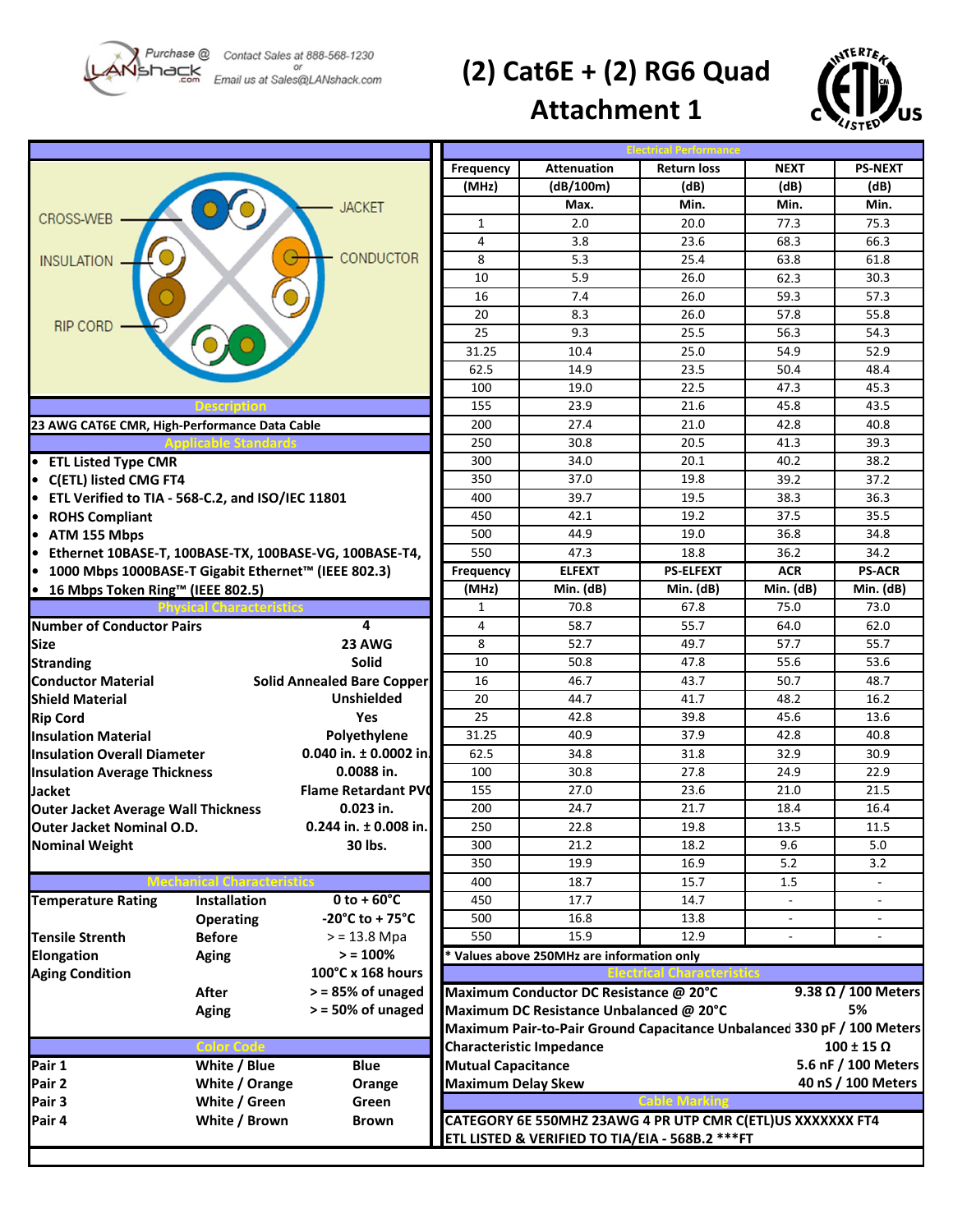Purchase @ LANshack.com — Contact Sales at 888-568-1230 or Email us at Sales@LANshack.com

# (2) Cat6E + (2) RG6 Quad Attachment 1

CROSS-WEB
JACKET
INSULATION
CONDUCTOR
RIP CORD

## Description

23 AWG CAT6E CMR, High-Performance Data Cable

## Applicable Standards

- ETL Listed Type CMR
- C(ETL) listed CMG FT4
- ETL Verified to TIA - 568-C.2, and ISO/IEC 11801
- ROHS Compliant
- ATM 155 Mbps
- Ethernet 10BASE-T, 100BASE-TX, 100BASE-VG, 100BASE-T4,
- 1000 Mbps 1000BASE-T Gigabit Ethernet™ (IEEE 802.3)
- 16 Mbps Token Ring™ (IEEE 802.5)

## Physical Characteristics

| Property | Value |
|---|---|
| Number of Conductor Pairs | 4 |
| Size | 23 AWG |
| Stranding | Solid |
| Conductor Material | Solid Annealed Bare Copper |
| Shield Material | Unshielded |
| Rip Cord | Yes |
| Insulation Material | Polyethylene |
| Insulation Overall Diameter | 0.040 in. ± 0.0002 in. |
| Insulation Average Thickness | 0.0088 in. |
| Jacket | Flame Retardant PVC |
| Outer Jacket Average Wall Thickness | 0.023 in. |
| Outer Jacket Nominal O.D. | 0.244 in. ± 0.008 in. |
| Nominal Weight | 30 lbs. |

## Mechanical Characteristics

| | | |
|---|---|---|
| Temperature Rating | Installation | 0 to + 60°C |
| | Operating | -20°C to + 75°C |
| Tensile Strenth | Before | > = 13.8 Mpa |
| Elongation | Aging | > = 100% |
| Aging Condition | | 100°C x 168 hours |
| | After | > = 85% of unaged |
| | Aging | > = 50% of unaged |

## Color Code

| | | |
|---|---|---|
| Pair 1 | White / Blue | Blue |
| Pair 2 | White / Orange | Orange |
| Pair 3 | White / Green | Green |
| Pair 4 | White / Brown | Brown |

## Electrical Performance

| Frequency (MHz) | Attenuation (dB/100m) Max. | Return loss (dB) Min. | NEXT (dB) Min. | PS-NEXT (dB) Min. |
|---|---|---|---|---|
| 1 | 2.0 | 20.0 | 77.3 | 75.3 |
| 4 | 3.8 | 23.6 | 68.3 | 66.3 |
| 8 | 5.3 | 25.4 | 63.8 | 61.8 |
| 10 | 5.9 | 26.0 | 62.3 | 30.3 |
| 16 | 7.4 | 26.0 | 59.3 | 57.3 |
| 20 | 8.3 | 26.0 | 57.8 | 55.8 |
| 25 | 9.3 | 25.5 | 56.3 | 54.3 |
| 31.25 | 10.4 | 25.0 | 54.9 | 52.9 |
| 62.5 | 14.9 | 23.5 | 50.4 | 48.4 |
| 100 | 19.0 | 22.5 | 47.3 | 45.3 |
| 155 | 23.9 | 21.6 | 45.8 | 43.5 |
| 200 | 27.4 | 21.0 | 42.8 | 40.8 |
| 250 | 30.8 | 20.5 | 41.3 | 39.3 |
| 300 | 34.0 | 20.1 | 40.2 | 38.2 |
| 350 | 37.0 | 19.8 | 39.2 | 37.2 |
| 400 | 39.7 | 19.5 | 38.3 | 36.3 |
| 450 | 42.1 | 19.2 | 37.5 | 35.5 |
| 500 | 44.9 | 19.0 | 36.8 | 34.8 |
| 550 | 47.3 | 18.8 | 36.2 | 34.2 |

| Frequency (MHz) | ELFEXT Min. (dB) | PS-ELFEXT Min. (dB) | ACR Min. (dB) | PS-ACR Min. (dB) |
|---|---|---|---|---|
| 1 | 70.8 | 67.8 | 75.0 | 73.0 |
| 4 | 58.7 | 55.7 | 64.0 | 62.0 |
| 8 | 52.7 | 49.7 | 57.7 | 55.7 |
| 10 | 50.8 | 47.8 | 55.6 | 53.6 |
| 16 | 46.7 | 43.7 | 50.7 | 48.7 |
| 20 | 44.7 | 41.7 | 48.2 | 16.2 |
| 25 | 42.8 | 39.8 | 45.6 | 13.6 |
| 31.25 | 40.9 | 37.9 | 42.8 | 40.8 |
| 62.5 | 34.8 | 31.8 | 32.9 | 30.9 |
| 100 | 30.8 | 27.8 | 24.9 | 22.9 |
| 155 | 27.0 | 23.6 | 21.0 | 21.5 |
| 200 | 24.7 | 21.7 | 18.4 | 16.4 |
| 250 | 22.8 | 19.8 | 13.5 | 11.5 |
| 300 | 21.2 | 18.2 | 9.6 | 5.0 |
| 350 | 19.9 | 16.9 | 5.2 | 3.2 |
| 400 | 18.7 | 15.7 | 1.5 | - |
| 450 | 17.7 | 14.7 | - | - |
| 500 | 16.8 | 13.8 | - | - |
| 550 | 15.9 | 12.9 | - | - |

\* Values above 250MHz are information only

## Electrical Characteristics

| | |
|---|---|
| Maximum Conductor DC Resistance @ 20°C | 9.38 Ω / 100 Meters |
| Maximum DC Resistance Unbalanced @ 20°C | 5% |
| Maximum Pair-to-Pair Ground Capacitance Unbalanced | 330 pF / 100 Meters |
| Characteristic Impedance | 100 ± 15 Ω |
| Mutual Capacitance | 5.6 nF / 100 Meters |
| Maximum Delay Skew | 40 nS / 100 Meters |

## Cable Marking

CATEGORY 6E 550MHZ 23AWG 4 PR UTP CMR C(ETL)US XXXXXXX FT4
ETL LISTED & VERIFIED TO TIA/EIA - 568B.2 ***FT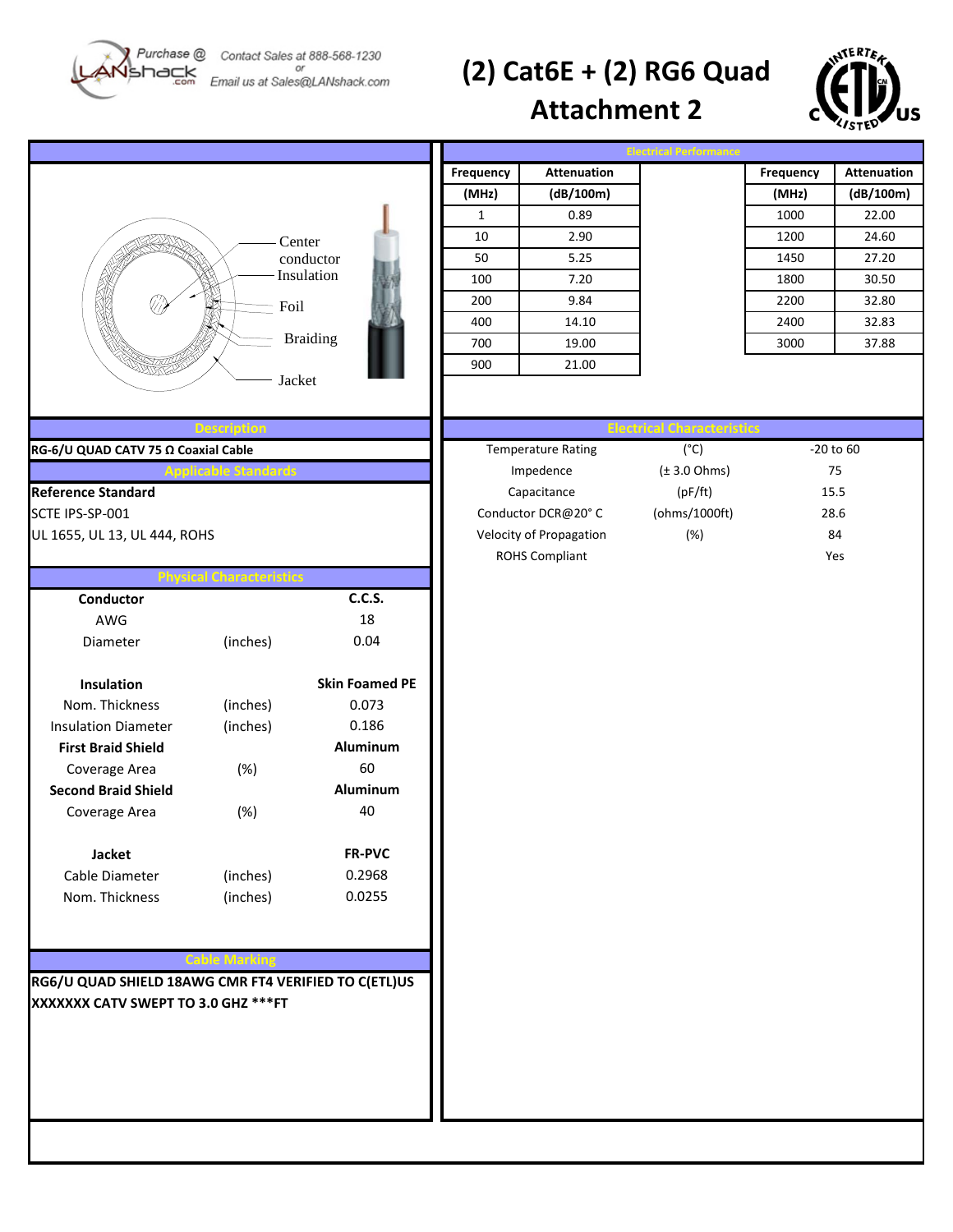Purchase @ LANshack.com

Contact Sales at 888-568-1230
or
Email us at Sales@LANshack.com

# (2) Cat6E + (2) RG6 Quad Attachment 2

Center
conductor
Insulation
Foil
Braiding
Jacket

## Electrical Performance

| Frequency (MHz) | Attenuation (dB/100m) | Frequency (MHz) | Attenuation (dB/100m) |
|---|---|---|---|
| 1 | 0.89 | 1000 | 22.00 |
| 10 | 2.90 | 1200 | 24.60 |
| 50 | 5.25 | 1450 | 27.20 |
| 100 | 7.20 | 1800 | 30.50 |
| 200 | 9.84 | 2200 | 32.80 |
| 400 | 14.10 | 2400 | 32.83 |
| 700 | 19.00 | 3000 | 37.88 |
| 900 | 21.00 | | |

## Description

**RG-6/U QUAD CATV 75 Ω Coaxial Cable**

## Applicable Standards

**Reference Standard**

SCTE IPS-SP-001

UL 1655, UL 13, UL 444, ROHS

## Electrical Characteristics

| | | |
|---|---|---|
| Temperature Rating | (°C) | -20 to 60 |
| Impedence | (± 3.0 Ohms) | 75 |
| Capacitance | (pF/ft) | 15.5 |
| Conductor DCR@20° C | (ohms/1000ft) | 28.6 |
| Velocity of Propagation | (%) | 84 |
| ROHS Compliant | | Yes |

## Physical Characteristics

| | | |
|---|---|---|
| **Conductor** | | **C.C.S.** |
| AWG | | 18 |
| Diameter | (inches) | 0.04 |
| **Insulation** | | **Skin Foamed PE** |
| Nom. Thickness | (inches) | 0.073 |
| Insulation Diameter | (inches) | 0.186 |
| **First Braid Shield** | | **Aluminum** |
| Coverage Area | (%) | 60 |
| **Second Braid Shield** | | **Aluminum** |
| Coverage Area | (%) | 40 |
| **Jacket** | | **FR-PVC** |
| Cable Diameter | (inches) | 0.2968 |
| Nom. Thickness | (inches) | 0.0255 |

## Cable Marking

**RG6/U QUAD SHIELD 18AWG CMR FT4 VERIFIED TO C(ETL)US XXXXXXX CATV SWEPT TO 3.0 GHZ ***FT**